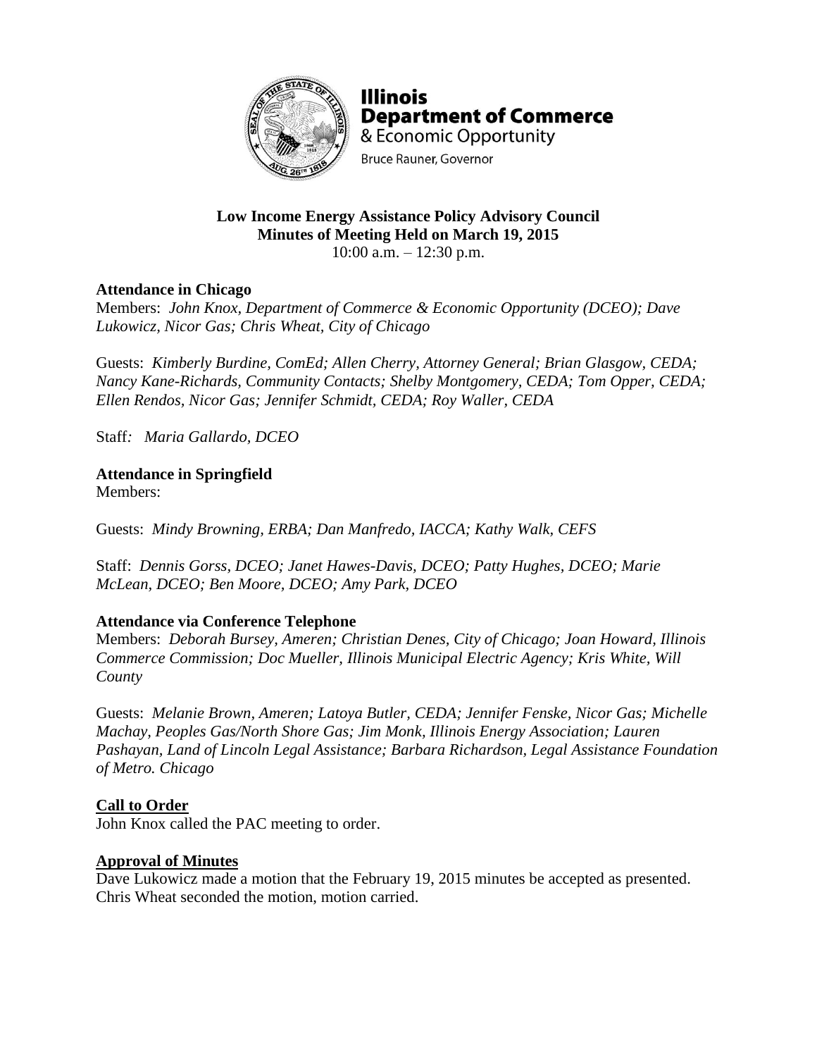**Illinois Department of Commerce & Economic Opportunity**

Bruce Rauner, Governor

**Low Income Energy Assistance Policy Advisory Council**
**Minutes of Meeting Held on March 19, 2015**
10:00 a.m. – 12:30 p.m.

**Attendance in Chicago**

Members: *John Knox, Department of Commerce & Economic Opportunity (DCEO); Dave Lukowicz, Nicor Gas; Chris Wheat, City of Chicago*

Guests: *Kimberly Burdine, ComEd; Allen Cherry, Attorney General; Brian Glasgow, CEDA; Nancy Kane-Richards, Community Contacts; Shelby Montgomery, CEDA; Tom Opper, CEDA; Ellen Rendos, Nicor Gas; Jennifer Schmidt, CEDA; Roy Waller, CEDA*

Staff: *Maria Gallardo, DCEO*

**Attendance in Springfield**

Members:

Guests: *Mindy Browning, ERBA; Dan Manfredo, IACCA; Kathy Walk, CEFS*

Staff: *Dennis Gorss, DCEO; Janet Hawes-Davis, DCEO; Patty Hughes, DCEO; Marie McLean, DCEO; Ben Moore, DCEO; Amy Park, DCEO*

**Attendance via Conference Telephone**

Members: *Deborah Bursey, Ameren; Christian Denes, City of Chicago; Joan Howard, Illinois Commerce Commission; Doc Mueller, Illinois Municipal Electric Agency; Kris White, Will County*

Guests: *Melanie Brown, Ameren; Latoya Butler, CEDA; Jennifer Fenske, Nicor Gas; Michelle Machay, Peoples Gas/North Shore Gas; Jim Monk, Illinois Energy Association; Lauren Pashayan, Land of Lincoln Legal Assistance; Barbara Richardson, Legal Assistance Foundation of Metro. Chicago*

**Call to Order**

John Knox called the PAC meeting to order.

**Approval of Minutes**

Dave Lukowicz made a motion that the February 19, 2015 minutes be accepted as presented. Chris Wheat seconded the motion, motion carried.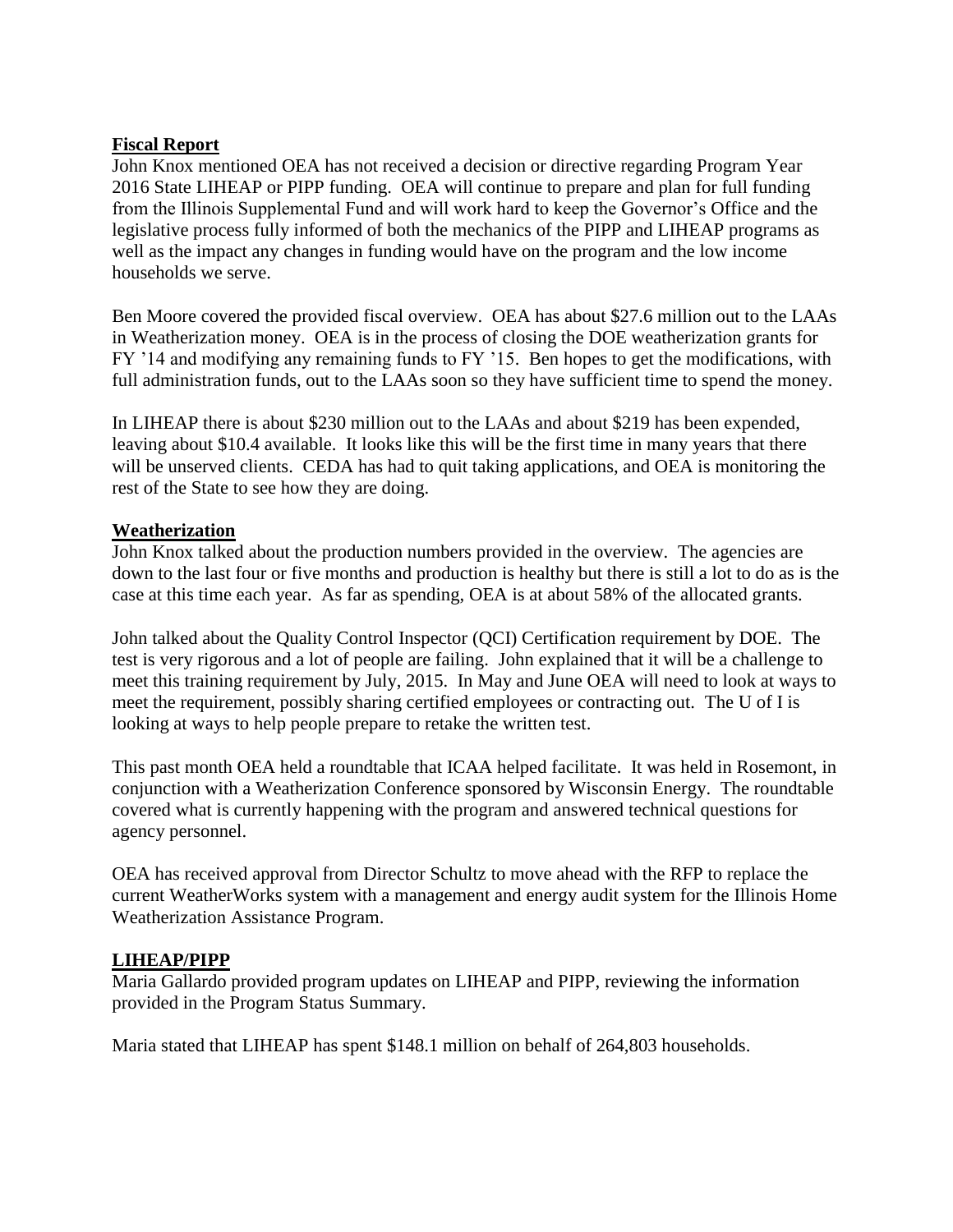**Fiscal Report**

John Knox mentioned OEA has not received a decision or directive regarding Program Year 2016 State LIHEAP or PIPP funding. OEA will continue to prepare and plan for full funding from the Illinois Supplemental Fund and will work hard to keep the Governor's Office and the legislative process fully informed of both the mechanics of the PIPP and LIHEAP programs as well as the impact any changes in funding would have on the program and the low income households we serve.

Ben Moore covered the provided fiscal overview. OEA has about $27.6 million out to the LAAs in Weatherization money. OEA is in the process of closing the DOE weatherization grants for FY '14 and modifying any remaining funds to FY '15. Ben hopes to get the modifications, with full administration funds, out to the LAAs soon so they have sufficient time to spend the money.

In LIHEAP there is about $230 million out to the LAAs and about $219 has been expended, leaving about $10.4 available. It looks like this will be the first time in many years that there will be unserved clients. CEDA has had to quit taking applications, and OEA is monitoring the rest of the State to see how they are doing.

**Weatherization**

John Knox talked about the production numbers provided in the overview. The agencies are down to the last four or five months and production is healthy but there is still a lot to do as is the case at this time each year. As far as spending, OEA is at about 58% of the allocated grants.

John talked about the Quality Control Inspector (QCI) Certification requirement by DOE. The test is very rigorous and a lot of people are failing. John explained that it will be a challenge to meet this training requirement by July, 2015. In May and June OEA will need to look at ways to meet the requirement, possibly sharing certified employees or contracting out. The U of I is looking at ways to help people prepare to retake the written test.

This past month OEA held a roundtable that ICAA helped facilitate. It was held in Rosemont, in conjunction with a Weatherization Conference sponsored by Wisconsin Energy. The roundtable covered what is currently happening with the program and answered technical questions for agency personnel.

OEA has received approval from Director Schultz to move ahead with the RFP to replace the current WeatherWorks system with a management and energy audit system for the Illinois Home Weatherization Assistance Program.

**LIHEAP/PIPP**

Maria Gallardo provided program updates on LIHEAP and PIPP, reviewing the information provided in the Program Status Summary.

Maria stated that LIHEAP has spent $148.1 million on behalf of 264,803 households.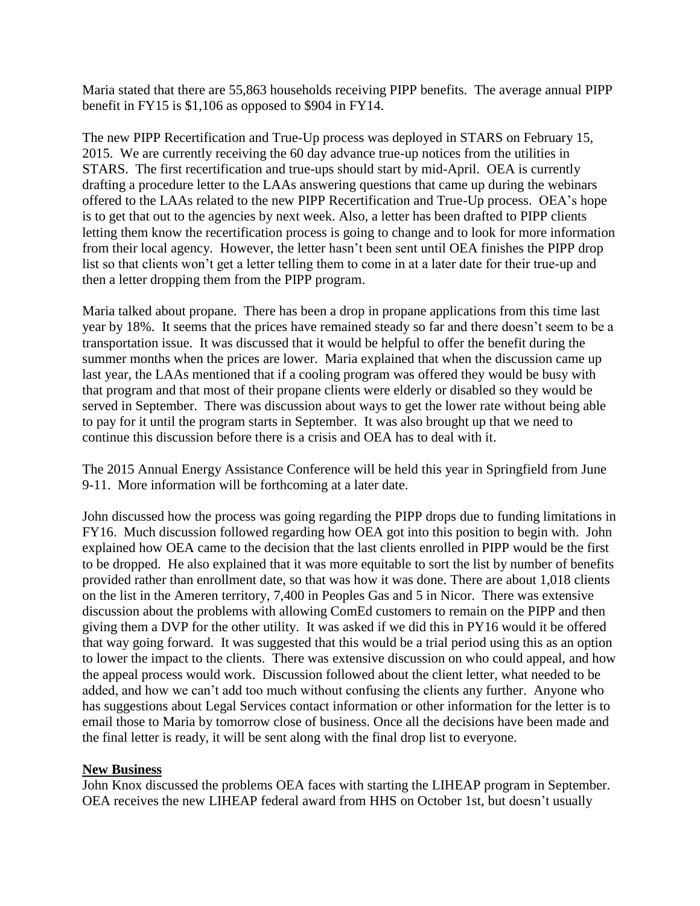Maria stated that there are 55,863 households receiving PIPP benefits. The average annual PIPP benefit in FY15 is $1,106 as opposed to $904 in FY14.

The new PIPP Recertification and True-Up process was deployed in STARS on February 15, 2015. We are currently receiving the 60 day advance true-up notices from the utilities in STARS. The first recertification and true-ups should start by mid-April. OEA is currently drafting a procedure letter to the LAAs answering questions that came up during the webinars offered to the LAAs related to the new PIPP Recertification and True-Up process. OEA's hope is to get that out to the agencies by next week. Also, a letter has been drafted to PIPP clients letting them know the recertification process is going to change and to look for more information from their local agency. However, the letter hasn't been sent until OEA finishes the PIPP drop list so that clients won't get a letter telling them to come in at a later date for their true-up and then a letter dropping them from the PIPP program.

Maria talked about propane. There has been a drop in propane applications from this time last year by 18%. It seems that the prices have remained steady so far and there doesn't seem to be a transportation issue. It was discussed that it would be helpful to offer the benefit during the summer months when the prices are lower. Maria explained that when the discussion came up last year, the LAAs mentioned that if a cooling program was offered they would be busy with that program and that most of their propane clients were elderly or disabled so they would be served in September. There was discussion about ways to get the lower rate without being able to pay for it until the program starts in September. It was also brought up that we need to continue this discussion before there is a crisis and OEA has to deal with it.

The 2015 Annual Energy Assistance Conference will be held this year in Springfield from June 9-11. More information will be forthcoming at a later date.

John discussed how the process was going regarding the PIPP drops due to funding limitations in FY16. Much discussion followed regarding how OEA got into this position to begin with. John explained how OEA came to the decision that the last clients enrolled in PIPP would be the first to be dropped. He also explained that it was more equitable to sort the list by number of benefits provided rather than enrollment date, so that was how it was done. There are about 1,018 clients on the list in the Ameren territory, 7,400 in Peoples Gas and 5 in Nicor. There was extensive discussion about the problems with allowing ComEd customers to remain on the PIPP and then giving them a DVP for the other utility. It was asked if we did this in PY16 would it be offered that way going forward. It was suggested that this would be a trial period using this as an option to lower the impact to the clients. There was extensive discussion on who could appeal, and how the appeal process would work. Discussion followed about the client letter, what needed to be added, and how we can't add too much without confusing the clients any further. Anyone who has suggestions about Legal Services contact information or other information for the letter is to email those to Maria by tomorrow close of business. Once all the decisions have been made and the final letter is ready, it will be sent along with the final drop list to everyone.

**New Business**

John Knox discussed the problems OEA faces with starting the LIHEAP program in September. OEA receives the new LIHEAP federal award from HHS on October 1st, but doesn't usually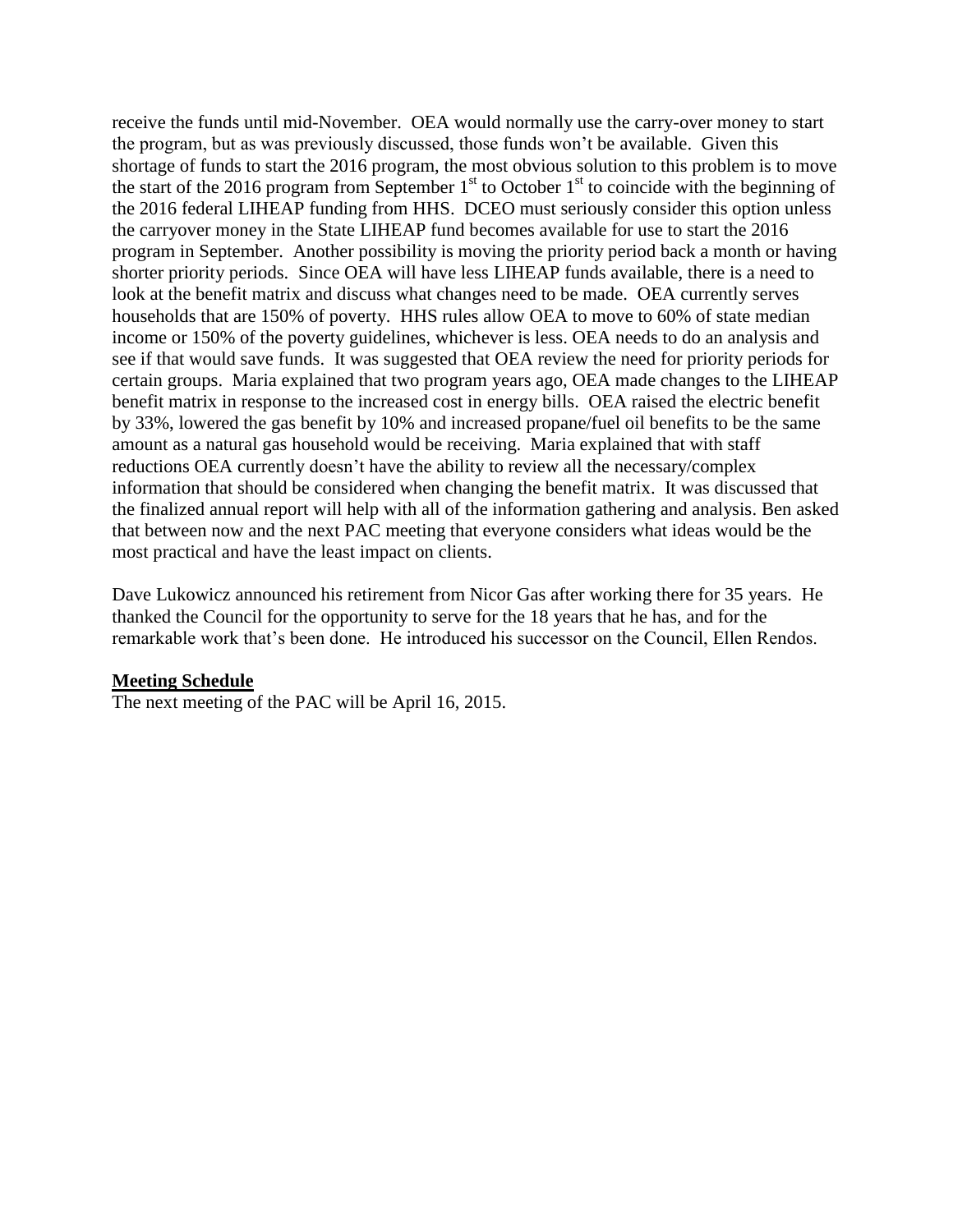receive the funds until mid-November. OEA would normally use the carry-over money to start the program, but as was previously discussed, those funds won't be available. Given this shortage of funds to start the 2016 program, the most obvious solution to this problem is to move the start of the 2016 program from September 1st to October 1st to coincide with the beginning of the 2016 federal LIHEAP funding from HHS. DCEO must seriously consider this option unless the carryover money in the State LIHEAP fund becomes available for use to start the 2016 program in September. Another possibility is moving the priority period back a month or having shorter priority periods. Since OEA will have less LIHEAP funds available, there is a need to look at the benefit matrix and discuss what changes need to be made. OEA currently serves households that are 150% of poverty. HHS rules allow OEA to move to 60% of state median income or 150% of the poverty guidelines, whichever is less. OEA needs to do an analysis and see if that would save funds. It was suggested that OEA review the need for priority periods for certain groups. Maria explained that two program years ago, OEA made changes to the LIHEAP benefit matrix in response to the increased cost in energy bills. OEA raised the electric benefit by 33%, lowered the gas benefit by 10% and increased propane/fuel oil benefits to be the same amount as a natural gas household would be receiving. Maria explained that with staff reductions OEA currently doesn't have the ability to review all the necessary/complex information that should be considered when changing the benefit matrix. It was discussed that the finalized annual report will help with all of the information gathering and analysis. Ben asked that between now and the next PAC meeting that everyone considers what ideas would be the most practical and have the least impact on clients.

Dave Lukowicz announced his retirement from Nicor Gas after working there for 35 years. He thanked the Council for the opportunity to serve for the 18 years that he has, and for the remarkable work that's been done. He introduced his successor on the Council, Ellen Rendos.

**Meeting Schedule**

The next meeting of the PAC will be April 16, 2015.